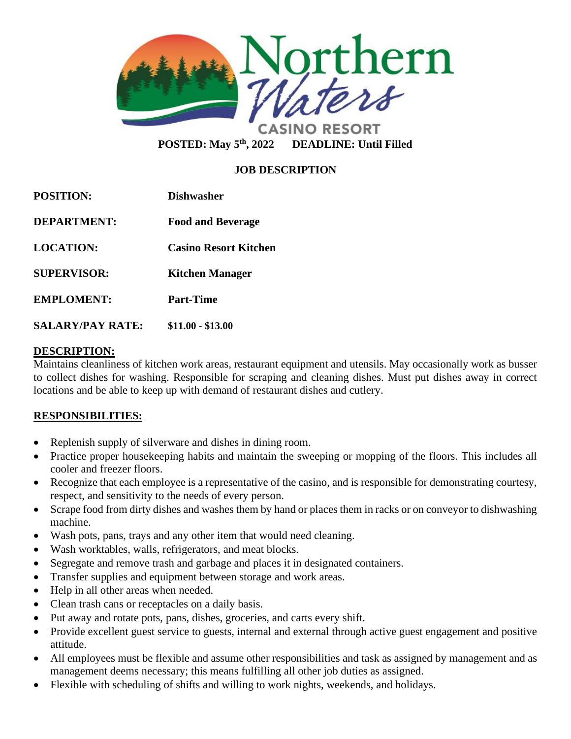Northern Waters CASINO RESORT

**POSTED: May 5th, 2022 DEADLINE: Until Filled**

## JOB DESCRIPTION

**POSITION:** **Dishwasher**

**DEPARTMENT:** **Food and Beverage**

**LOCATION:** **Casino Resort Kitchen**

**SUPERVISOR:** **Kitchen Manager**

**EMPLOMENT:** **Part-Time**

**SALARY/PAY RATE:** **$11.00 - $13.00**

### DESCRIPTION:

Maintains cleanliness of kitchen work areas, restaurant equipment and utensils. May occasionally work as busser to collect dishes for washing. Responsible for scraping and cleaning dishes. Must put dishes away in correct locations and be able to keep up with demand of restaurant dishes and cutlery.

### RESPONSIBILITIES:

- Replenish supply of silverware and dishes in dining room.
- Practice proper housekeeping habits and maintain the sweeping or mopping of the floors. This includes all cooler and freezer floors.
- Recognize that each employee is a representative of the casino, and is responsible for demonstrating courtesy, respect, and sensitivity to the needs of every person.
- Scrape food from dirty dishes and washes them by hand or places them in racks or on conveyor to dishwashing machine.
- Wash pots, pans, trays and any other item that would need cleaning.
- Wash worktables, walls, refrigerators, and meat blocks.
- Segregate and remove trash and garbage and places it in designated containers.
- Transfer supplies and equipment between storage and work areas.
- Help in all other areas when needed.
- Clean trash cans or receptacles on a daily basis.
- Put away and rotate pots, pans, dishes, groceries, and carts every shift.
- Provide excellent guest service to guests, internal and external through active guest engagement and positive attitude.
- All employees must be flexible and assume other responsibilities and task as assigned by management and as management deems necessary; this means fulfilling all other job duties as assigned.
- Flexible with scheduling of shifts and willing to work nights, weekends, and holidays.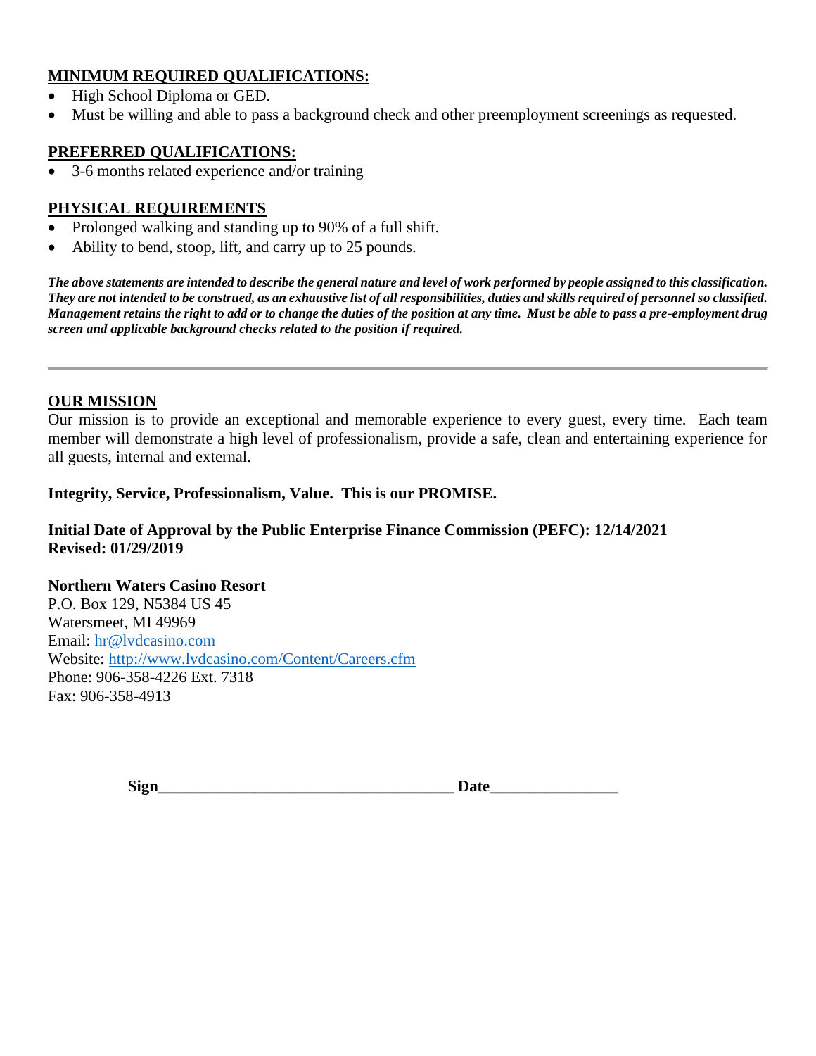## MINIMUM REQUIRED QUALIFICATIONS:

- High School Diploma or GED.
- Must be willing and able to pass a background check and other preemployment screenings as requested.

## PREFERRED QUALIFICATIONS:

- 3-6 months related experience and/or training

## PHYSICAL REQUIREMENTS

- Prolonged walking and standing up to 90% of a full shift.
- Ability to bend, stoop, lift, and carry up to 25 pounds.

***The above statements are intended to describe the general nature and level of work performed by people assigned to this classification. They are not intended to be construed, as an exhaustive list of all responsibilities, duties and skills required of personnel so classified. Management retains the right to add or to change the duties of the position at any time. Must be able to pass a pre-employment drug screen and applicable background checks related to the position if required.***

---

## OUR MISSION

Our mission is to provide an exceptional and memorable experience to every guest, every time. Each team member will demonstrate a high level of professionalism, provide a safe, clean and entertaining experience for all guests, internal and external.

**Integrity, Service, Professionalism, Value. This is our PROMISE.**

**Initial Date of Approval by the Public Enterprise Finance Commission (PEFC): 12/14/2021**
**Revised: 01/29/2019**

**Northern Waters Casino Resort**
P.O. Box 129, N5384 US 45
Watersmeet, MI 49969
Email: hr@lvdcasino.com
Website: http://www.lvdcasino.com/Content/Careers.cfm
Phone: 906-358-4226 Ext. 7318
Fax: 906-358-4913

**Sign_____________________________________ Date________________**